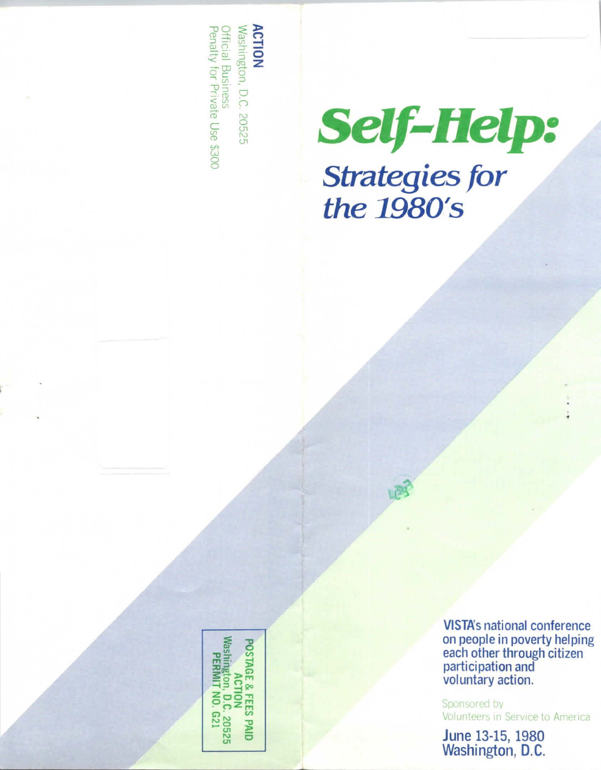**ACTION**
Washington, D.C. 20525
Official Business
Penalty for Private Use $300

POSTAGE & FEES PAID
ACTION
Washington, D.C. 20525
PERMIT NO. G21

# Self-Help:

## *Strategies for the 1980's*

**VISTA's national conference on people in poverty helping each other through citizen participation and voluntary action.**

Sponsored by
Volunteers in Service to America

**June 13-15, 1980**
**Washington, D.C.**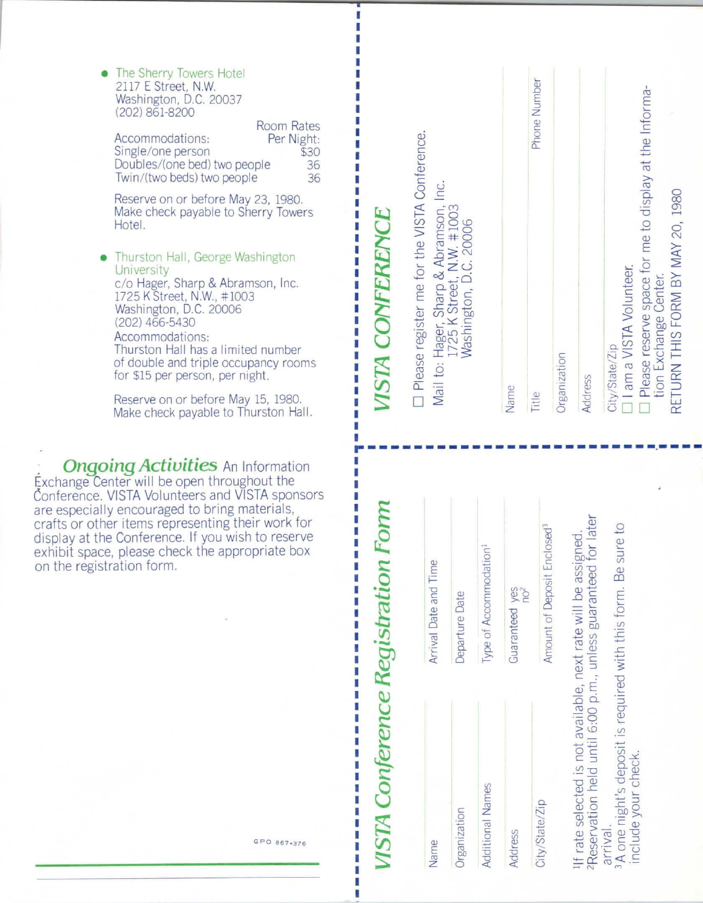- **The Sherry Towers Hotel**
  2117 E Street, N.W.
  Washington, D.C. 20037
  (202) 861-8200

| Accommodations: | Room Rates Per Night: |
| --- | --- |
| Single/one person | $30 |
| Doubles/(one bed) two people | 36 |
| Twin/(two beds) two people | 36 |

  Reserve on or before May 23, 1980. Make check payable to Sherry Towers Hotel.

- **Thurston Hall, George Washington University**
  c/o Hager, Sharp & Abramson, Inc.
  1725 K Street, N.W., #1003
  Washington, D.C. 20006
  (202) 466-5430
  Accommodations:
  Thurston Hall has a limited number of double and triple occupancy rooms for $15 per person, per night.

  Reserve on or before May 15, 1980. Make check payable to Thurston Hall.

***Ongoing Activities*** An Information Exchange Center will be open throughout the Conference. VISTA Volunteers and VISTA sponsors are especially encouraged to bring materials, crafts or other items representing their work for display at the Conference. If you wish to reserve exhibit space, please check the appropriate box on the registration form.

GPO 867-376

## *VISTA CONFERENCE*

☐ Please register me for the VISTA Conference.

Mail to: Hager, Sharp & Abramson, Inc.
1725 K Street, N.W. #1003
Washington, D.C. 20006

Name

Title — Phone Number

Organization

Address

City/State/Zip

☐ I am a VISTA Volunteer.

☐ Please reserve space for me to display at the Information Exchange Center.

RETURN THIS FORM BY MAY 20, 1980

## *VISTA Conference Registration Form*

Name — Arrival Date and Time

Organization — Departure Date

Additional Names — Type of Accommodation[1]

Address — Guaranteed yes / no[2]

City/State/Zip — Amount of Deposit Enclosed[3]

[1]If rate selected is not available, next rate will be assigned.
[2]Reservation held until 6:00 p.m., unless guaranteed for later arrival.
[3]A one night's deposit is required with this form. Be sure to include your check.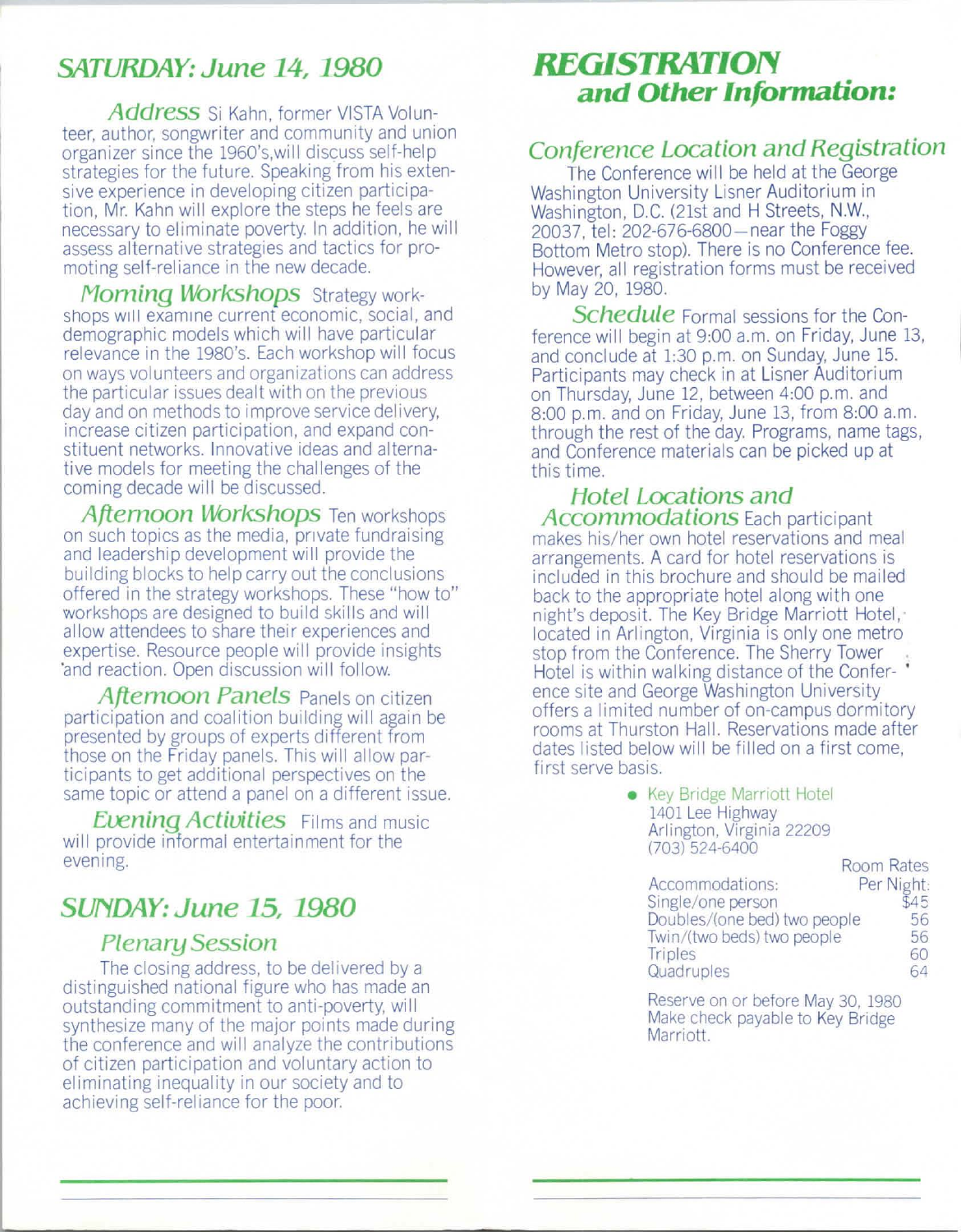## SATURDAY: June 14, 1980

***Address*** Si Kahn, former VISTA Volunteer, author, songwriter and community and union organizer since the 1960's,will discuss self-help strategies for the future. Speaking from his extensive experience in developing citizen participation, Mr. Kahn will explore the steps he feels are necessary to eliminate poverty. In addition, he will assess alternative strategies and tactics for promoting self-reliance in the new decade.

***Morning Workshops*** Strategy workshops will examine current economic, social, and demographic models which will have particular relevance in the 1980's. Each workshop will focus on ways volunteers and organizations can address the particular issues dealt with on the previous day and on methods to improve service delivery, increase citizen participation, and expand constituent networks. Innovative ideas and alternative models for meeting the challenges of the coming decade will be discussed.

***Afternoon Workshops*** Ten workshops on such topics as the media, private fundraising and leadership development will provide the building blocks to help carry out the conclusions offered in the strategy workshops. These "how to" workshops are designed to build skills and will allow attendees to share their experiences and expertise. Resource people will provide insights and reaction. Open discussion will follow.

***Afternoon Panels*** Panels on citizen participation and coalition building will again be presented by groups of experts different from those on the Friday panels. This will allow participants to get additional perspectives on the same topic or attend a panel on a different issue.

***Evening Activities*** Films and music will provide informal entertainment for the evening.

## SUNDAY: June 15, 1980

### Plenary Session

The closing address, to be delivered by a distinguished national figure who has made an outstanding commitment to anti-poverty, will synthesize many of the major points made during the conference and will analyze the contributions of citizen participation and voluntary action to eliminating inequality in our society and to achieving self-reliance for the poor.

## REGISTRATION and Other Information:

### Conference Location and Registration

The Conference will be held at the George Washington University Lisner Auditorium in Washington, D.C. (21st and H Streets, N.W., 20037, tel: 202-676-6800—near the Foggy Bottom Metro stop). There is no Conference fee. However, all registration forms must be received by May 20, 1980.

***Schedule*** Formal sessions for the Conference will begin at 9:00 a.m. on Friday, June 13, and conclude at 1:30 p.m. on Sunday, June 15. Participants may check in at Lisner Auditorium on Thursday, June 12, between 4:00 p.m. and 8:00 p.m. and on Friday, June 13, from 8:00 a.m. through the rest of the day. Programs, name tags, and Conference materials can be picked up at this time.

### Hotel Locations and Accommodations

Each participant makes his/her own hotel reservations and meal arrangements. A card for hotel reservations is included in this brochure and should be mailed back to the appropriate hotel along with one night's deposit. The Key Bridge Marriott Hotel, located in Arlington, Virginia is only one metro stop from the Conference. The Sherry Tower Hotel is within walking distance of the Conference site and George Washington University offers a limited number of on-campus dormitory rooms at Thurston Hall. Reservations made after dates listed below will be filled on a first come, first serve basis.

- Key Bridge Marriott Hotel
  1401 Lee Highway
  Arlington, Virginia 22209
  (703) 524-6400

| Accommodations: | Room Rates Per Night: |
|---|---|
| Single/one person | $45 |
| Doubles/(one bed) two people | 56 |
| Twin/(two beds) two people | 56 |
| Triples | 60 |
| Quadruples | 64 |

Reserve on or before May 30, 1980
Make check payable to Key Bridge Marriott.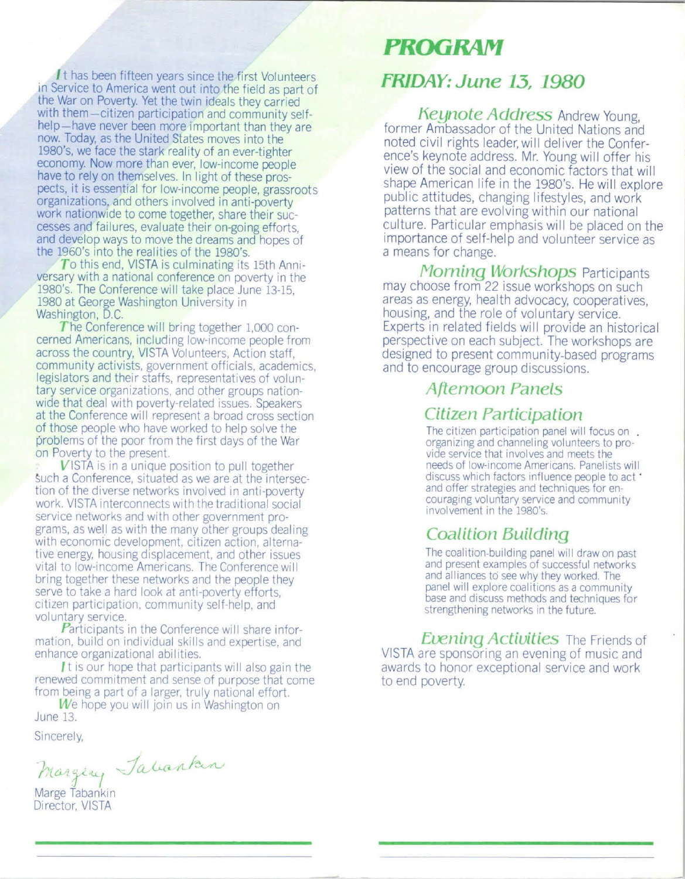It has been fifteen years since the first Volunteers in Service to America went out into the field as part of the War on Poverty. Yet the twin ideals they carried with them—citizen participation and community self-help—have never been more important than they are now. Today, as the United States moves into the 1980's, we face the stark reality of an ever-tighter economy. Now more than ever, low-income people have to rely on themselves. In light of these prospects, it is essential for low-income people, grassroots organizations, and others involved in anti-poverty work nationwide to come together, share their successes and failures, evaluate their on-going efforts, and develop ways to move the dreams and hopes of the 1960's into the realities of the 1980's.

To this end, VISTA is culminating its 15th Anniversary with a national conference on poverty in the 1980's. The Conference will take place June 13-15, 1980 at George Washington University in Washington, D.C.

The Conference will bring together 1,000 concerned Americans, including low-income people from across the country, VISTA Volunteers, Action staff, community activists, government officials, academics, legislators and their staffs, representatives of voluntary service organizations, and other groups nationwide that deal with poverty-related issues. Speakers at the Conference will represent a broad cross section of those people who have worked to help solve the problems of the poor from the first days of the War on Poverty to the present.

VISTA is in a unique position to pull together such a Conference, situated as we are at the intersection of the diverse networks involved in anti-poverty work. VISTA interconnects with the traditional social service networks and with other government programs, as well as with the many other groups dealing with economic development, citizen action, alternative energy, housing displacement, and other issues vital to low-income Americans. The Conference will bring together these networks and the people they serve to take a hard look at anti-poverty efforts, citizen participation, community self-help, and voluntary service.

Participants in the Conference will share information, build on individual skills and expertise, and enhance organizational abilities.

It is our hope that participants will also gain the renewed commitment and sense of purpose that come from being a part of a larger, truly national effort.

We hope you will join us in Washington on June 13.

Sincerely,

Margery Tabankin

Marge Tabankin
Director, VISTA

# PROGRAM

## FRIDAY: June 13, 1980

***Keynote Address*** Andrew Young, former Ambassador of the United Nations and noted civil rights leader, will deliver the Conference's keynote address. Mr. Young will offer his view of the social and economic factors that will shape American life in the 1980's. He will explore public attitudes, changing lifestyles, and work patterns that are evolving within our national culture. Particular emphasis will be placed on the importance of self-help and volunteer service as a means for change.

***Morning Workshops*** Participants may choose from 22 issue workshops on such areas as energy, health advocacy, cooperatives, housing, and the role of voluntary service. Experts in related fields will provide an historical perspective on each subject. The workshops are designed to present community-based programs and to encourage group discussions.

### *Afternoon Panels*

### *Citizen Participation*

The citizen participation panel will focus on organizing and channeling volunteers to provide service that involves and meets the needs of low-income Americans. Panelists will discuss which factors influence people to act and offer strategies and techniques for encouraging voluntary service and community involvement in the 1980's.

### *Coalition Building*

The coalition-building panel will draw on past and present examples of successful networks and alliances to see why they worked. The panel will explore coalitions as a community base and discuss methods and techniques for strengthening networks in the future.

***Evening Activities*** The Friends of VISTA are sponsoring an evening of music and awards to honor exceptional service and work to end poverty.